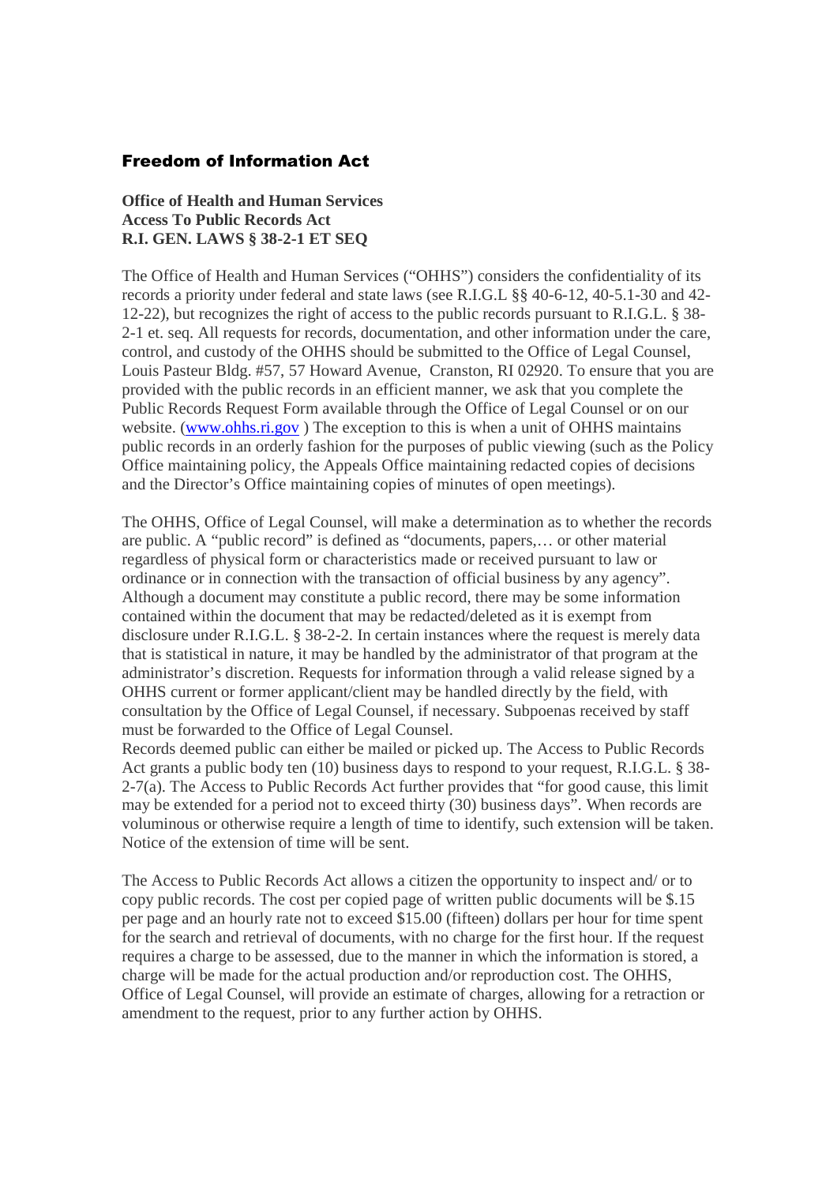## Freedom of Information Act

**Office of Health and Human Services**
**Access To Public Records Act**
**R.I. GEN. LAWS § 38-2-1 ET SEQ**

The Office of Health and Human Services ("OHHS") considers the confidentiality of its records a priority under federal and state laws (see R.I.G.L §§ 40-6-12, 40-5.1-30 and 42-12-22), but recognizes the right of access to the public records pursuant to R.I.G.L. § 38-2-1 et. seq. All requests for records, documentation, and other information under the care, control, and custody of the OHHS should be submitted to the Office of Legal Counsel, Louis Pasteur Bldg. #57, 57 Howard Avenue, Cranston, RI 02920. To ensure that you are provided with the public records in an efficient manner, we ask that you complete the Public Records Request Form available through the Office of Legal Counsel or on our website. ([www.ohhs.ri.gov](http://www.ohhs.ri.gov) ) The exception to this is when a unit of OHHS maintains public records in an orderly fashion for the purposes of public viewing (such as the Policy Office maintaining policy, the Appeals Office maintaining redacted copies of decisions and the Director's Office maintaining copies of minutes of open meetings).

The OHHS, Office of Legal Counsel, will make a determination as to whether the records are public. A "public record" is defined as "documents, papers,… or other material regardless of physical form or characteristics made or received pursuant to law or ordinance or in connection with the transaction of official business by any agency". Although a document may constitute a public record, there may be some information contained within the document that may be redacted/deleted as it is exempt from disclosure under R.I.G.L. § 38-2-2. In certain instances where the request is merely data that is statistical in nature, it may be handled by the administrator of that program at the administrator's discretion. Requests for information through a valid release signed by a OHHS current or former applicant/client may be handled directly by the field, with consultation by the Office of Legal Counsel, if necessary. Subpoenas received by staff must be forwarded to the Office of Legal Counsel.
Records deemed public can either be mailed or picked up. The Access to Public Records Act grants a public body ten (10) business days to respond to your request, R.I.G.L. § 38-2-7(a). The Access to Public Records Act further provides that "for good cause, this limit may be extended for a period not to exceed thirty (30) business days". When records are voluminous or otherwise require a length of time to identify, such extension will be taken. Notice of the extension of time will be sent.

The Access to Public Records Act allows a citizen the opportunity to inspect and/ or to copy public records. The cost per copied page of written public documents will be $.15 per page and an hourly rate not to exceed $15.00 (fifteen) dollars per hour for time spent for the search and retrieval of documents, with no charge for the first hour. If the request requires a charge to be assessed, due to the manner in which the information is stored, a charge will be made for the actual production and/or reproduction cost. The OHHS, Office of Legal Counsel, will provide an estimate of charges, allowing for a retraction or amendment to the request, prior to any further action by OHHS.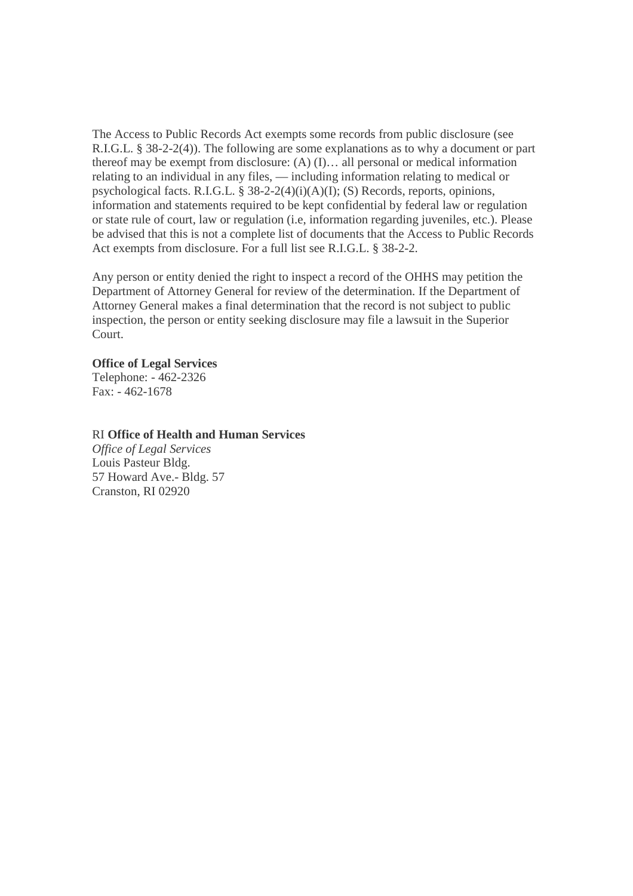The Access to Public Records Act exempts some records from public disclosure (see R.I.G.L. § 38-2-2(4)). The following are some explanations as to why a document or part thereof may be exempt from disclosure: (A) (I)… all personal or medical information relating to an individual in any files, — including information relating to medical or psychological facts. R.I.G.L. § 38-2-2(4)(i)(A)(I); (S) Records, reports, opinions, information and statements required to be kept confidential by federal law or regulation or state rule of court, law or regulation (i.e, information regarding juveniles, etc.). Please be advised that this is not a complete list of documents that the Access to Public Records Act exempts from disclosure. For a full list see R.I.G.L. § 38-2-2.

Any person or entity denied the right to inspect a record of the OHHS may petition the Department of Attorney General for review of the determination. If the Department of Attorney General makes a final determination that the record is not subject to public inspection, the person or entity seeking disclosure may file a lawsuit in the Superior Court.

**Office of Legal Services**
Telephone: - 462-2326
Fax: - 462-1678

RI **Office of Health and Human Services**
*Office of Legal Services*
Louis Pasteur Bldg.
57 Howard Ave.- Bldg. 57
Cranston, RI 02920